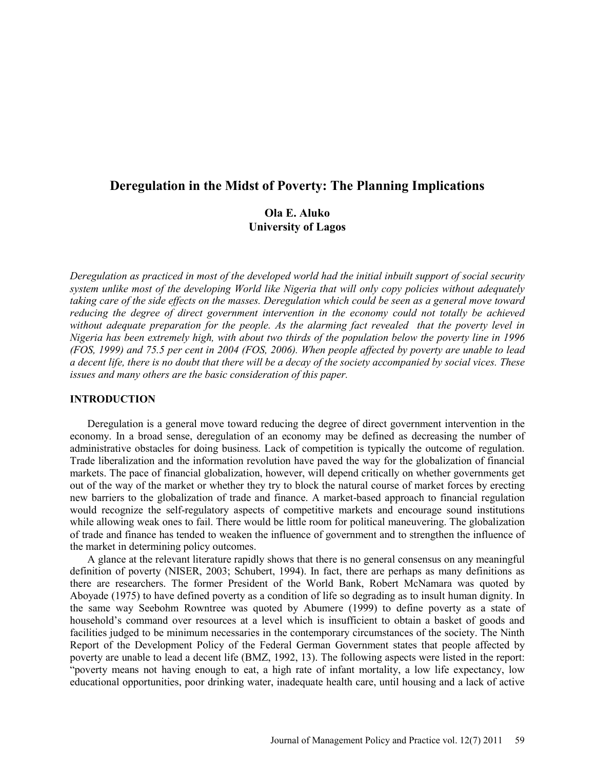# Deregulation in the Midst of Poverty: The Planning Implications

**Ola E. Aluko**
**University of Lagos**

*Deregulation as practiced in most of the developed world had the initial inbuilt support of social security system unlike most of the developing World like Nigeria that will only copy policies without adequately taking care of the side effects on the masses. Deregulation which could be seen as a general move toward reducing the degree of direct government intervention in the economy could not totally be achieved without adequate preparation for the people. As the alarming fact revealed that the poverty level in Nigeria has been extremely high, with about two thirds of the population below the poverty line in 1996 (FOS, 1999) and 75.5 per cent in 2004 (FOS, 2006). When people affected by poverty are unable to lead a decent life, there is no doubt that there will be a decay of the society accompanied by social vices. These issues and many others are the basic consideration of this paper.*

## INTRODUCTION

Deregulation is a general move toward reducing the degree of direct government intervention in the economy. In a broad sense, deregulation of an economy may be defined as decreasing the number of administrative obstacles for doing business. Lack of competition is typically the outcome of regulation. Trade liberalization and the information revolution have paved the way for the globalization of financial markets. The pace of financial globalization, however, will depend critically on whether governments get out of the way of the market or whether they try to block the natural course of market forces by erecting new barriers to the globalization of trade and finance. A market-based approach to financial regulation would recognize the self-regulatory aspects of competitive markets and encourage sound institutions while allowing weak ones to fail. There would be little room for political maneuvering. The globalization of trade and finance has tended to weaken the influence of government and to strengthen the influence of the market in determining policy outcomes.

A glance at the relevant literature rapidly shows that there is no general consensus on any meaningful definition of poverty (NISER, 2003; Schubert, 1994). In fact, there are perhaps as many definitions as there are researchers. The former President of the World Bank, Robert McNamara was quoted by Aboyade (1975) to have defined poverty as a condition of life so degrading as to insult human dignity. In the same way Seebohm Rowntree was quoted by Abumere (1999) to define poverty as a state of household's command over resources at a level which is insufficient to obtain a basket of goods and facilities judged to be minimum necessaries in the contemporary circumstances of the society. The Ninth Report of the Development Policy of the Federal German Government states that people affected by poverty are unable to lead a decent life (BMZ, 1992, 13). The following aspects were listed in the report: "poverty means not having enough to eat, a high rate of infant mortality, a low life expectancy, low educational opportunities, poor drinking water, inadequate health care, until housing and a lack of active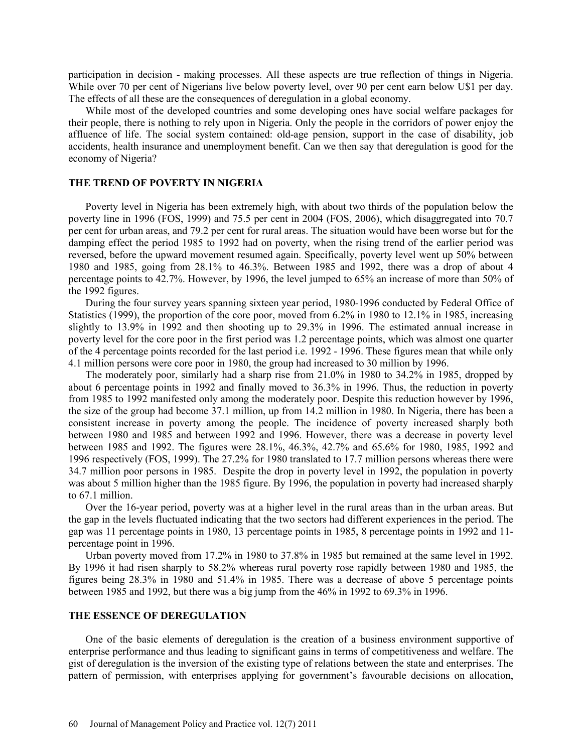participation in decision - making processes. All these aspects are true reflection of things in Nigeria. While over 70 per cent of Nigerians live below poverty level, over 90 per cent earn below U$1 per day. The effects of all these are the consequences of deregulation in a global economy.

While most of the developed countries and some developing ones have social welfare packages for their people, there is nothing to rely upon in Nigeria. Only the people in the corridors of power enjoy the affluence of life. The social system contained: old-age pension, support in the case of disability, job accidents, health insurance and unemployment benefit. Can we then say that deregulation is good for the economy of Nigeria?

## THE TREND OF POVERTY IN NIGERIA

Poverty level in Nigeria has been extremely high, with about two thirds of the population below the poverty line in 1996 (FOS, 1999) and 75.5 per cent in 2004 (FOS, 2006), which disaggregated into 70.7 per cent for urban areas, and 79.2 per cent for rural areas. The situation would have been worse but for the damping effect the period 1985 to 1992 had on poverty, when the rising trend of the earlier period was reversed, before the upward movement resumed again. Specifically, poverty level went up 50% between 1980 and 1985, going from 28.1% to 46.3%. Between 1985 and 1992, there was a drop of about 4 percentage points to 42.7%. However, by 1996, the level jumped to 65% an increase of more than 50% of the 1992 figures.

During the four survey years spanning sixteen year period, 1980-1996 conducted by Federal Office of Statistics (1999), the proportion of the core poor, moved from 6.2% in 1980 to 12.1% in 1985, increasing slightly to 13.9% in 1992 and then shooting up to 29.3% in 1996. The estimated annual increase in poverty level for the core poor in the first period was 1.2 percentage points, which was almost one quarter of the 4 percentage points recorded for the last period i.e. 1992 - 1996. These figures mean that while only 4.1 million persons were core poor in 1980, the group had increased to 30 million by 1996.

The moderately poor, similarly had a sharp rise from 21.0% in 1980 to 34.2% in 1985, dropped by about 6 percentage points in 1992 and finally moved to 36.3% in 1996. Thus, the reduction in poverty from 1985 to 1992 manifested only among the moderately poor. Despite this reduction however by 1996, the size of the group had become 37.1 million, up from 14.2 million in 1980. In Nigeria, there has been a consistent increase in poverty among the people. The incidence of poverty increased sharply both between 1980 and 1985 and between 1992 and 1996. However, there was a decrease in poverty level between 1985 and 1992. The figures were 28.1%, 46.3%, 42.7% and 65.6% for 1980, 1985, 1992 and 1996 respectively (FOS, 1999). The 27.2% for 1980 translated to 17.7 million persons whereas there were 34.7 million poor persons in 1985. Despite the drop in poverty level in 1992, the population in poverty was about 5 million higher than the 1985 figure. By 1996, the population in poverty had increased sharply to 67.1 million.

Over the 16-year period, poverty was at a higher level in the rural areas than in the urban areas. But the gap in the levels fluctuated indicating that the two sectors had different experiences in the period. The gap was 11 percentage points in 1980, 13 percentage points in 1985, 8 percentage points in 1992 and 11-percentage point in 1996.

Urban poverty moved from 17.2% in 1980 to 37.8% in 1985 but remained at the same level in 1992. By 1996 it had risen sharply to 58.2% whereas rural poverty rose rapidly between 1980 and 1985, the figures being 28.3% in 1980 and 51.4% in 1985. There was a decrease of above 5 percentage points between 1985 and 1992, but there was a big jump from the 46% in 1992 to 69.3% in 1996.

## THE ESSENCE OF DEREGULATION

One of the basic elements of deregulation is the creation of a business environment supportive of enterprise performance and thus leading to significant gains in terms of competitiveness and welfare. The gist of deregulation is the inversion of the existing type of relations between the state and enterprises. The pattern of permission, with enterprises applying for government's favourable decisions on allocation,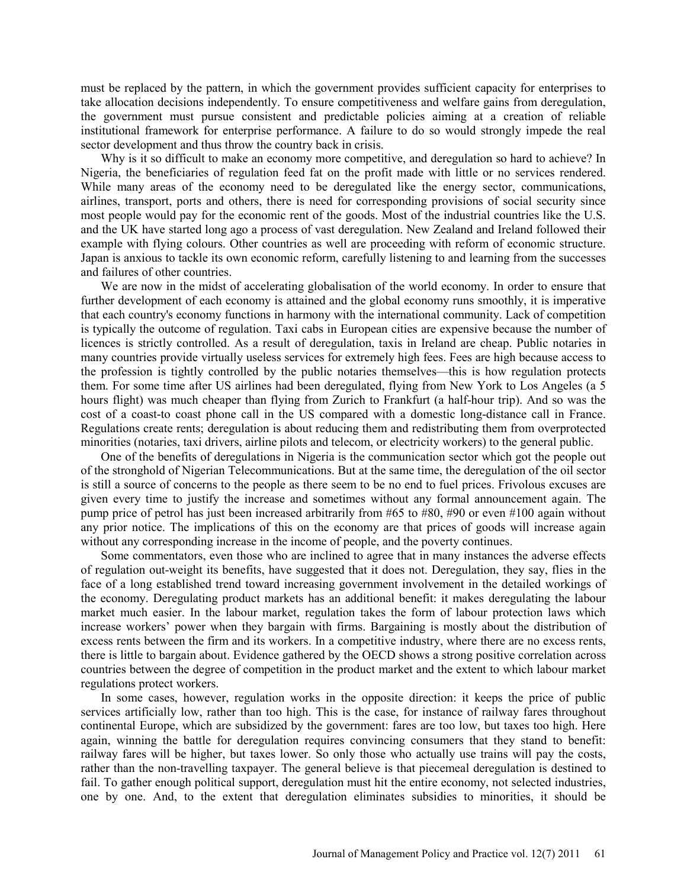must be replaced by the pattern, in which the government provides sufficient capacity for enterprises to take allocation decisions independently. To ensure competitiveness and welfare gains from deregulation, the government must pursue consistent and predictable policies aiming at a creation of reliable institutional framework for enterprise performance. A failure to do so would strongly impede the real sector development and thus throw the country back in crisis.

Why is it so difficult to make an economy more competitive, and deregulation so hard to achieve? In Nigeria, the beneficiaries of regulation feed fat on the profit made with little or no services rendered. While many areas of the economy need to be deregulated like the energy sector, communications, airlines, transport, ports and others, there is need for corresponding provisions of social security since most people would pay for the economic rent of the goods. Most of the industrial countries like the U.S. and the UK have started long ago a process of vast deregulation. New Zealand and Ireland followed their example with flying colours. Other countries as well are proceeding with reform of economic structure. Japan is anxious to tackle its own economic reform, carefully listening to and learning from the successes and failures of other countries.

We are now in the midst of accelerating globalisation of the world economy. In order to ensure that further development of each economy is attained and the global economy runs smoothly, it is imperative that each country's economy functions in harmony with the international community. Lack of competition is typically the outcome of regulation. Taxi cabs in European cities are expensive because the number of licences is strictly controlled. As a result of deregulation, taxis in Ireland are cheap. Public notaries in many countries provide virtually useless services for extremely high fees. Fees are high because access to the profession is tightly controlled by the public notaries themselves—this is how regulation protects them. For some time after US airlines had been deregulated, flying from New York to Los Angeles (a 5 hours flight) was much cheaper than flying from Zurich to Frankfurt (a half-hour trip). And so was the cost of a coast-to coast phone call in the US compared with a domestic long-distance call in France. Regulations create rents; deregulation is about reducing them and redistributing them from overprotected minorities (notaries, taxi drivers, airline pilots and telecom, or electricity workers) to the general public.

One of the benefits of deregulations in Nigeria is the communication sector which got the people out of the stronghold of Nigerian Telecommunications. But at the same time, the deregulation of the oil sector is still a source of concerns to the people as there seem to be no end to fuel prices. Frivolous excuses are given every time to justify the increase and sometimes without any formal announcement again. The pump price of petrol has just been increased arbitrarily from #65 to #80, #90 or even #100 again without any prior notice. The implications of this on the economy are that prices of goods will increase again without any corresponding increase in the income of people, and the poverty continues.

Some commentators, even those who are inclined to agree that in many instances the adverse effects of regulation out-weight its benefits, have suggested that it does not. Deregulation, they say, flies in the face of a long established trend toward increasing government involvement in the detailed workings of the economy. Deregulating product markets has an additional benefit: it makes deregulating the labour market much easier. In the labour market, regulation takes the form of labour protection laws which increase workers' power when they bargain with firms. Bargaining is mostly about the distribution of excess rents between the firm and its workers. In a competitive industry, where there are no excess rents, there is little to bargain about. Evidence gathered by the OECD shows a strong positive correlation across countries between the degree of competition in the product market and the extent to which labour market regulations protect workers.

In some cases, however, regulation works in the opposite direction: it keeps the price of public services artificially low, rather than too high. This is the case, for instance of railway fares throughout continental Europe, which are subsidized by the government: fares are too low, but taxes too high. Here again, winning the battle for deregulation requires convincing consumers that they stand to benefit: railway fares will be higher, but taxes lower. So only those who actually use trains will pay the costs, rather than the non-travelling taxpayer. The general believe is that piecemeal deregulation is destined to fail. To gather enough political support, deregulation must hit the entire economy, not selected industries, one by one. And, to the extent that deregulation eliminates subsidies to minorities, it should be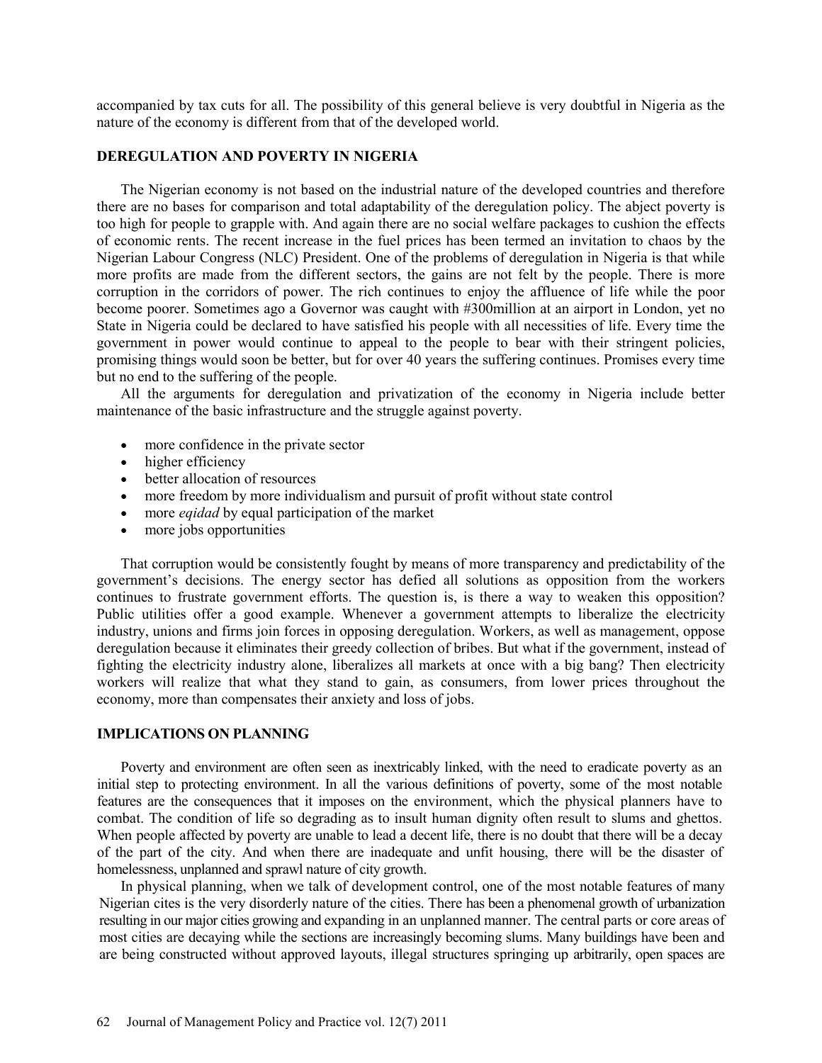accompanied by tax cuts for all. The possibility of this general believe is very doubtful in Nigeria as the nature of the economy is different from that of the developed world.

## DEREGULATION AND POVERTY IN NIGERIA

The Nigerian economy is not based on the industrial nature of the developed countries and therefore there are no bases for comparison and total adaptability of the deregulation policy. The abject poverty is too high for people to grapple with. And again there are no social welfare packages to cushion the effects of economic rents. The recent increase in the fuel prices has been termed an invitation to chaos by the Nigerian Labour Congress (NLC) President. One of the problems of deregulation in Nigeria is that while more profits are made from the different sectors, the gains are not felt by the people. There is more corruption in the corridors of power. The rich continues to enjoy the affluence of life while the poor become poorer. Sometimes ago a Governor was caught with #300million at an airport in London, yet no State in Nigeria could be declared to have satisfied his people with all necessities of life. Every time the government in power would continue to appeal to the people to bear with their stringent policies, promising things would soon be better, but for over 40 years the suffering continues. Promises every time but no end to the suffering of the people.

All the arguments for deregulation and privatization of the economy in Nigeria include better maintenance of the basic infrastructure and the struggle against poverty.

- more confidence in the private sector
- higher efficiency
- better allocation of resources
- more freedom by more individualism and pursuit of profit without state control
- more *eqidad* by equal participation of the market
- more jobs opportunities

That corruption would be consistently fought by means of more transparency and predictability of the government's decisions. The energy sector has defied all solutions as opposition from the workers continues to frustrate government efforts. The question is, is there a way to weaken this opposition? Public utilities offer a good example. Whenever a government attempts to liberalize the electricity industry, unions and firms join forces in opposing deregulation. Workers, as well as management, oppose deregulation because it eliminates their greedy collection of bribes. But what if the government, instead of fighting the electricity industry alone, liberalizes all markets at once with a big bang? Then electricity workers will realize that what they stand to gain, as consumers, from lower prices throughout the economy, more than compensates their anxiety and loss of jobs.

## IMPLICATIONS ON PLANNING

Poverty and environment are often seen as inextricably linked, with the need to eradicate poverty as an initial step to protecting environment. In all the various definitions of poverty, some of the most notable features are the consequences that it imposes on the environment, which the physical planners have to combat. The condition of life so degrading as to insult human dignity often result to slums and ghettos. When people affected by poverty are unable to lead a decent life, there is no doubt that there will be a decay of the part of the city. And when there are inadequate and unfit housing, there will be the disaster of homelessness, unplanned and sprawl nature of city growth.

In physical planning, when we talk of development control, one of the most notable features of many Nigerian cites is the very disorderly nature of the cities. There has been a phenomenal growth of urbanization resulting in our major cities growing and expanding in an unplanned manner. The central parts or core areas of most cities are decaying while the sections are increasingly becoming slums. Many buildings have been and are being constructed without approved layouts, illegal structures springing up arbitrarily, open spaces are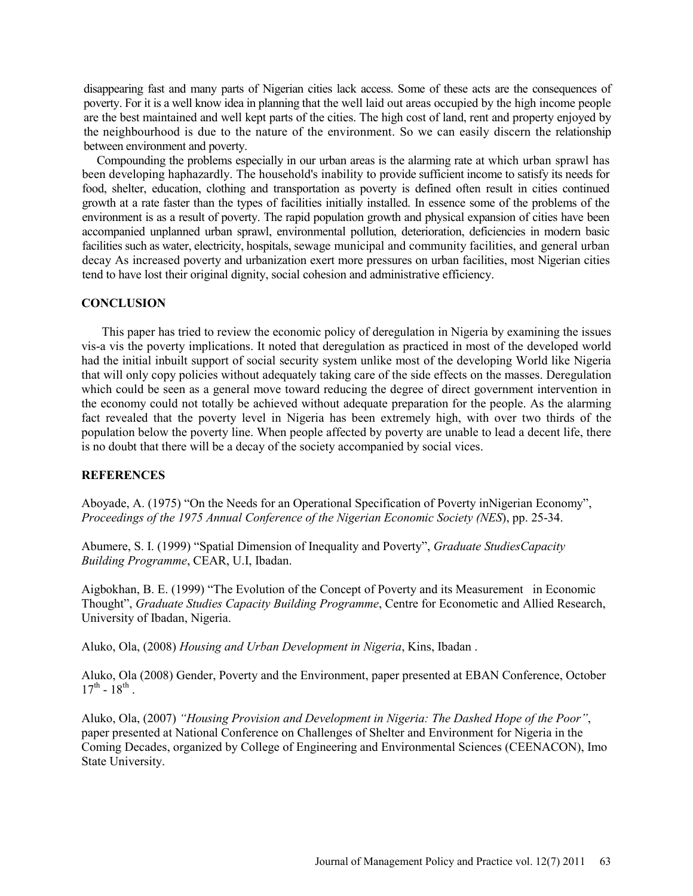disappearing fast and many parts of Nigerian cities lack access. Some of these acts are the consequences of poverty. For it is a well know idea in planning that the well laid out areas occupied by the high income people are the best maintained and well kept parts of the cities. The high cost of land, rent and property enjoyed by the neighbourhood is due to the nature of the environment. So we can easily discern the relationship between environment and poverty.

Compounding the problems especially in our urban areas is the alarming rate at which urban sprawl has been developing haphazardly. The household's inability to provide sufficient income to satisfy its needs for food, shelter, education, clothing and transportation as poverty is defined often result in cities continued growth at a rate faster than the types of facilities initially installed. In essence some of the problems of the environment is as a result of poverty. The rapid population growth and physical expansion of cities have been accompanied unplanned urban sprawl, environmental pollution, deterioration, deficiencies in modern basic facilities such as water, electricity, hospitals, sewage municipal and community facilities, and general urban decay As increased poverty and urbanization exert more pressures on urban facilities, most Nigerian cities tend to have lost their original dignity, social cohesion and administrative efficiency.

## CONCLUSION

This paper has tried to review the economic policy of deregulation in Nigeria by examining the issues vis-a vis the poverty implications. It noted that deregulation as practiced in most of the developed world had the initial inbuilt support of social security system unlike most of the developing World like Nigeria that will only copy policies without adequately taking care of the side effects on the masses. Deregulation which could be seen as a general move toward reducing the degree of direct government intervention in the economy could not totally be achieved without adequate preparation for the people. As the alarming fact revealed that the poverty level in Nigeria has been extremely high, with over two thirds of the population below the poverty line. When people affected by poverty are unable to lead a decent life, there is no doubt that there will be a decay of the society accompanied by social vices.

## REFERENCES

Aboyade, A. (1975) "On the Needs for an Operational Specification of Poverty inNigerian Economy", *Proceedings of the 1975 Annual Conference of the Nigerian Economic Society (NES)*, pp. 25-34.

Abumere, S. I. (1999) "Spatial Dimension of Inequality and Poverty", *Graduate StudiesCapacity Building Programme*, CEAR, U.I, Ibadan.

Aigbokhan, B. E. (1999) "The Evolution of the Concept of Poverty and its Measurement in Economic Thought", *Graduate Studies Capacity Building Programme*, Centre for Econometic and Allied Research, University of Ibadan, Nigeria.

Aluko, Ola, (2008) *Housing and Urban Development in Nigeria*, Kins, Ibadan .

Aluko, Ola (2008) Gender, Poverty and the Environment, paper presented at EBAN Conference, October 17th - 18th .

Aluko, Ola, (2007) *"Housing Provision and Development in Nigeria: The Dashed Hope of the Poor"*, paper presented at National Conference on Challenges of Shelter and Environment for Nigeria in the Coming Decades, organized by College of Engineering and Environmental Sciences (CEENACON), Imo State University.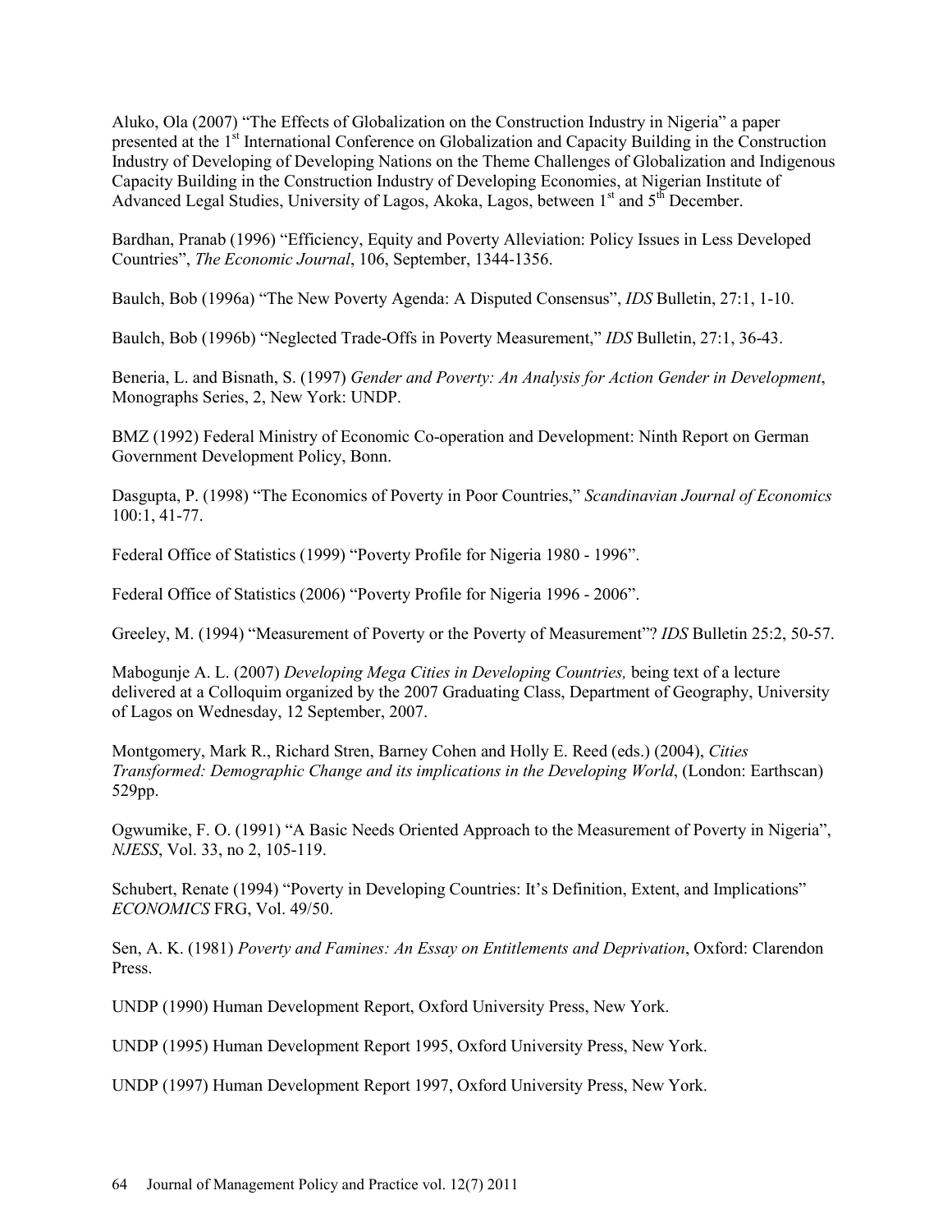Aluko, Ola (2007) "The Effects of Globalization on the Construction Industry in Nigeria" a paper presented at the 1st International Conference on Globalization and Capacity Building in the Construction Industry of Developing of Developing Nations on the Theme Challenges of Globalization and Indigenous Capacity Building in the Construction Industry of Developing Economies, at Nigerian Institute of Advanced Legal Studies, University of Lagos, Akoka, Lagos, between 1st and 5th December.

Bardhan, Pranab (1996) "Efficiency, Equity and Poverty Alleviation: Policy Issues in Less Developed Countries", *The Economic Journal*, 106, September, 1344-1356.

Baulch, Bob (1996a) "The New Poverty Agenda: A Disputed Consensus", *IDS* Bulletin, 27:1, 1-10.

Baulch, Bob (1996b) "Neglected Trade-Offs in Poverty Measurement," *IDS* Bulletin, 27:1, 36-43.

Beneria, L. and Bisnath, S. (1997) *Gender and Poverty: An Analysis for Action Gender in Development*, Monographs Series, 2, New York: UNDP.

BMZ (1992) Federal Ministry of Economic Co-operation and Development: Ninth Report on German Government Development Policy, Bonn.

Dasgupta, P. (1998) "The Economics of Poverty in Poor Countries," *Scandinavian Journal of Economics* 100:1, 41-77.

Federal Office of Statistics (1999) "Poverty Profile for Nigeria 1980 - 1996".

Federal Office of Statistics (2006) "Poverty Profile for Nigeria 1996 - 2006".

Greeley, M. (1994) "Measurement of Poverty or the Poverty of Measurement"? *IDS* Bulletin 25:2, 50-57.

Mabogunje A. L. (2007) *Developing Mega Cities in Developing Countries,* being text of a lecture delivered at a Colloquim organized by the 2007 Graduating Class, Department of Geography, University of Lagos on Wednesday, 12 September, 2007.

Montgomery, Mark R., Richard Stren, Barney Cohen and Holly E. Reed (eds.) (2004), *Cities Transformed: Demographic Change and its implications in the Developing World*, (London: Earthscan) 529pp.

Ogwumike, F. O. (1991) "A Basic Needs Oriented Approach to the Measurement of Poverty in Nigeria", *NJESS*, Vol. 33, no 2, 105-119.

Schubert, Renate (1994) "Poverty in Developing Countries: It's Definition, Extent, and Implications" *ECONOMICS* FRG, Vol. 49/50.

Sen, A. K. (1981) *Poverty and Famines: An Essay on Entitlements and Deprivation*, Oxford: Clarendon Press.

UNDP (1990) Human Development Report, Oxford University Press, New York.

UNDP (1995) Human Development Report 1995, Oxford University Press, New York.

UNDP (1997) Human Development Report 1997, Oxford University Press, New York.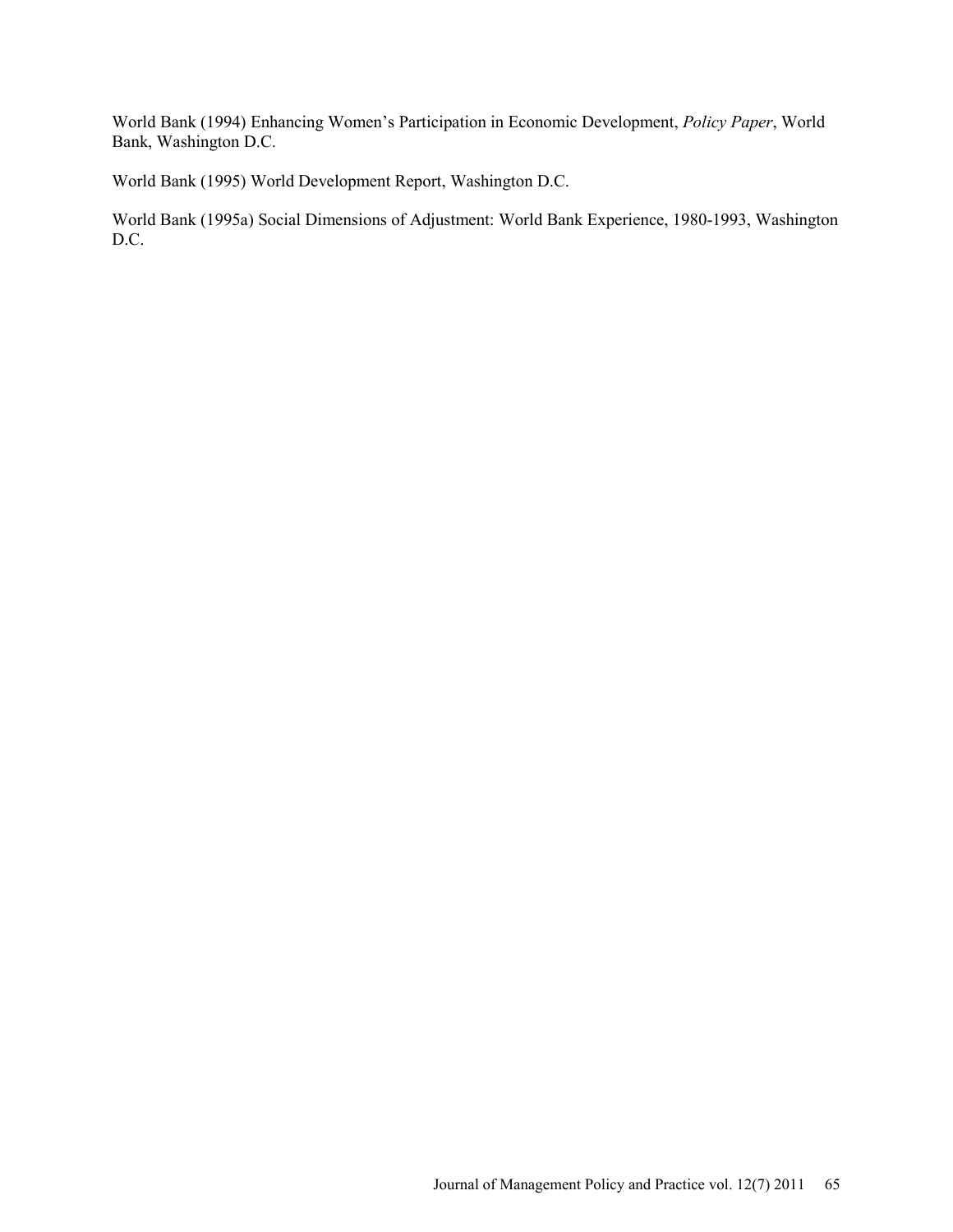World Bank (1994) Enhancing Women's Participation in Economic Development, *Policy Paper*, World Bank, Washington D.C.

World Bank (1995) World Development Report, Washington D.C.

World Bank (1995a) Social Dimensions of Adjustment: World Bank Experience, 1980-1993, Washington D.C.